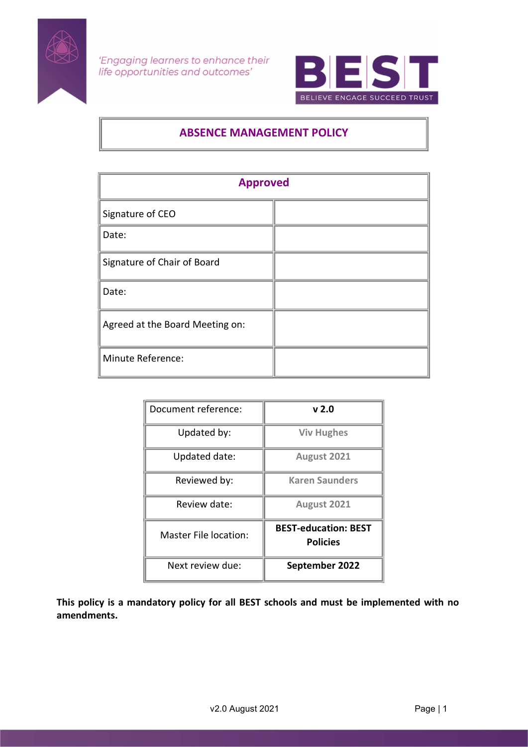*'Engaging learners to enhance their life opportunities and outcomes'*

**BEST**
BELIEVE ENGAGE SUCCEED TRUST

# ABSENCE MANAGEMENT POLICY

| Approved | |
|---|---|
| Signature of CEO | |
| Date: | |
| Signature of Chair of Board | |
| Date: | |
| Agreed at the Board Meeting on: | |
| Minute Reference: | |

| Document reference: | **v 2.0** |
|---|---|
| Updated by: | **Viv Hughes** |
| Updated date: | **August 2021** |
| Reviewed by: | **Karen Saunders** |
| Review date: | **August 2021** |
| Master File location: | **BEST-education: BEST Policies** |
| Next review due: | **September 2022** |

**This policy is a mandatory policy for all BEST schools and must be implemented with no amendments.**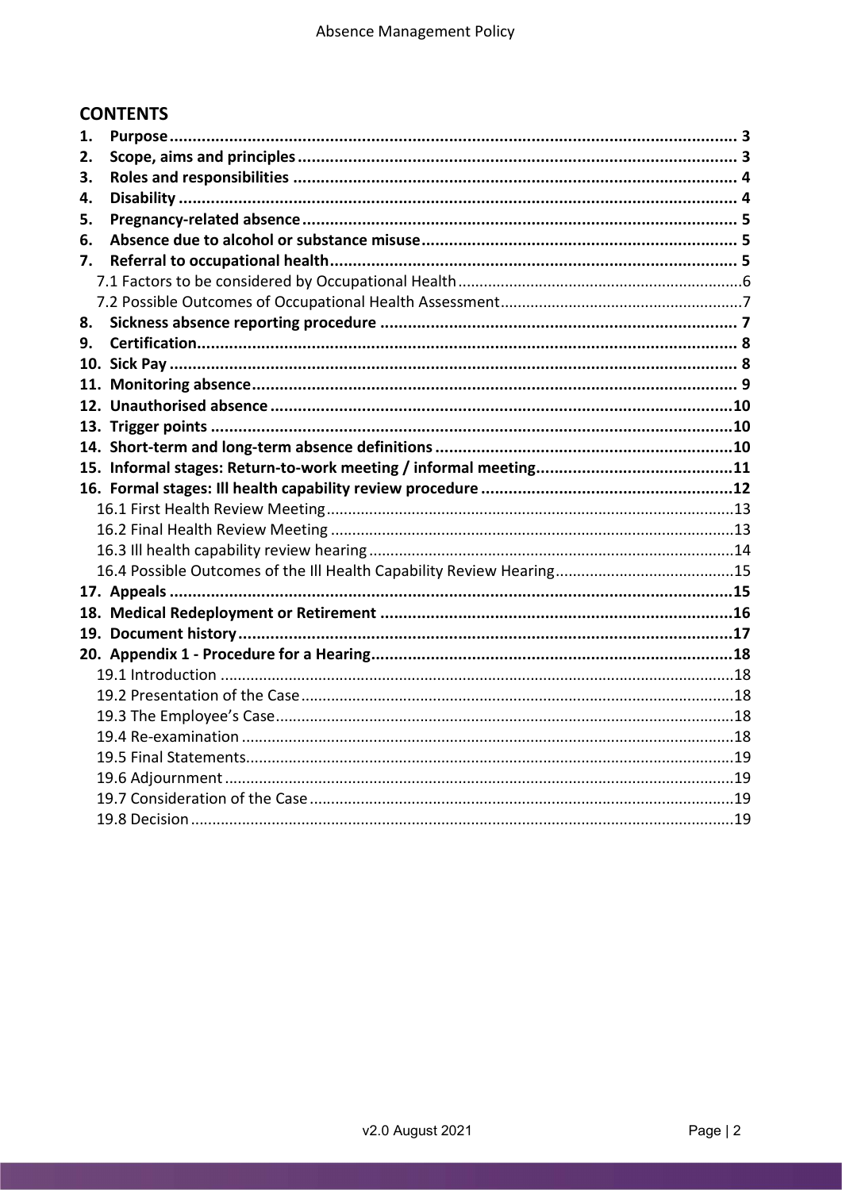## CONTENTS

1. **Purpose** ... 3
2. **Scope, aims and principles** ... 3
3. **Roles and responsibilities** ... 4
4. **Disability** ... 4
5. **Pregnancy-related absence** ... 5
6. **Absence due to alcohol or substance misuse** ... 5
7. **Referral to occupational health** ... 5
   - 7.1 Factors to be considered by Occupational Health ... 6
   - 7.2 Possible Outcomes of Occupational Health Assessment ... 7
8. **Sickness absence reporting procedure** ... 7
9. **Certification** ... 8
10. **Sick Pay** ... 8
11. **Monitoring absence** ... 9
12. **Unauthorised absence** ... 10
13. **Trigger points** ... 10
14. **Short-term and long-term absence definitions** ... 10
15. **Informal stages: Return-to-work meeting / informal meeting** ... 11
16. **Formal stages: Ill health capability review procedure** ... 12
    - 16.1 First Health Review Meeting ... 13
    - 16.2 Final Health Review Meeting ... 13
    - 16.3 Ill health capability review hearing ... 14
    - 16.4 Possible Outcomes of the Ill Health Capability Review Hearing ... 15
17. **Appeals** ... 15
18. **Medical Redeployment or Retirement** ... 16
19. **Document history** ... 17
20. **Appendix 1 - Procedure for a Hearing** ... 18
    - 19.1 Introduction ... 18
    - 19.2 Presentation of the Case ... 18
    - 19.3 The Employee's Case ... 18
    - 19.4 Re-examination ... 18
    - 19.5 Final Statements ... 19
    - 19.6 Adjournment ... 19
    - 19.7 Consideration of the Case ... 19
    - 19.8 Decision ... 19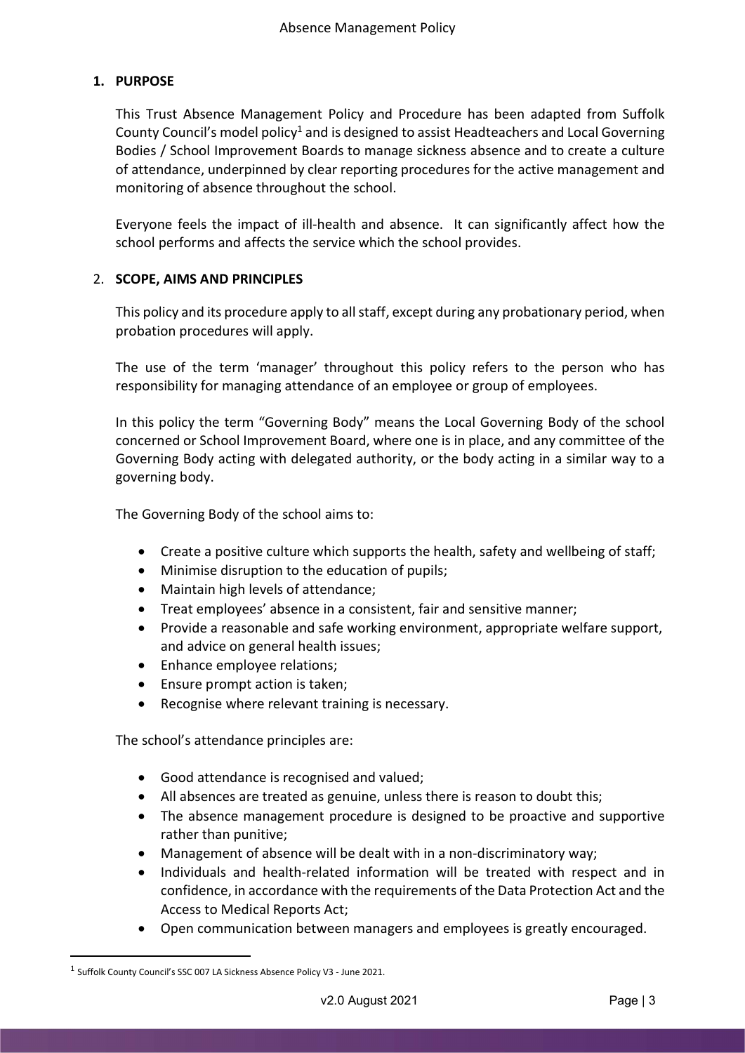## 1. PURPOSE

This Trust Absence Management Policy and Procedure has been adapted from Suffolk County Council's model policy[1] and is designed to assist Headteachers and Local Governing Bodies / School Improvement Boards to manage sickness absence and to create a culture of attendance, underpinned by clear reporting procedures for the active management and monitoring of absence throughout the school.

Everyone feels the impact of ill-health and absence. It can significantly affect how the school performs and affects the service which the school provides.

## 2. SCOPE, AIMS AND PRINCIPLES

This policy and its procedure apply to all staff, except during any probationary period, when probation procedures will apply.

The use of the term 'manager' throughout this policy refers to the person who has responsibility for managing attendance of an employee or group of employees.

In this policy the term "Governing Body" means the Local Governing Body of the school concerned or School Improvement Board, where one is in place, and any committee of the Governing Body acting with delegated authority, or the body acting in a similar way to a governing body.

The Governing Body of the school aims to:

- Create a positive culture which supports the health, safety and wellbeing of staff;
- Minimise disruption to the education of pupils;
- Maintain high levels of attendance;
- Treat employees' absence in a consistent, fair and sensitive manner;
- Provide a reasonable and safe working environment, appropriate welfare support, and advice on general health issues;
- Enhance employee relations;
- Ensure prompt action is taken;
- Recognise where relevant training is necessary.

The school's attendance principles are:

- Good attendance is recognised and valued;
- All absences are treated as genuine, unless there is reason to doubt this;
- The absence management procedure is designed to be proactive and supportive rather than punitive;
- Management of absence will be dealt with in a non-discriminatory way;
- Individuals and health-related information will be treated with respect and in confidence, in accordance with the requirements of the Data Protection Act and the Access to Medical Reports Act;
- Open communication between managers and employees is greatly encouraged.

[1] Suffolk County Council's SSC 007 LA Sickness Absence Policy V3 - June 2021.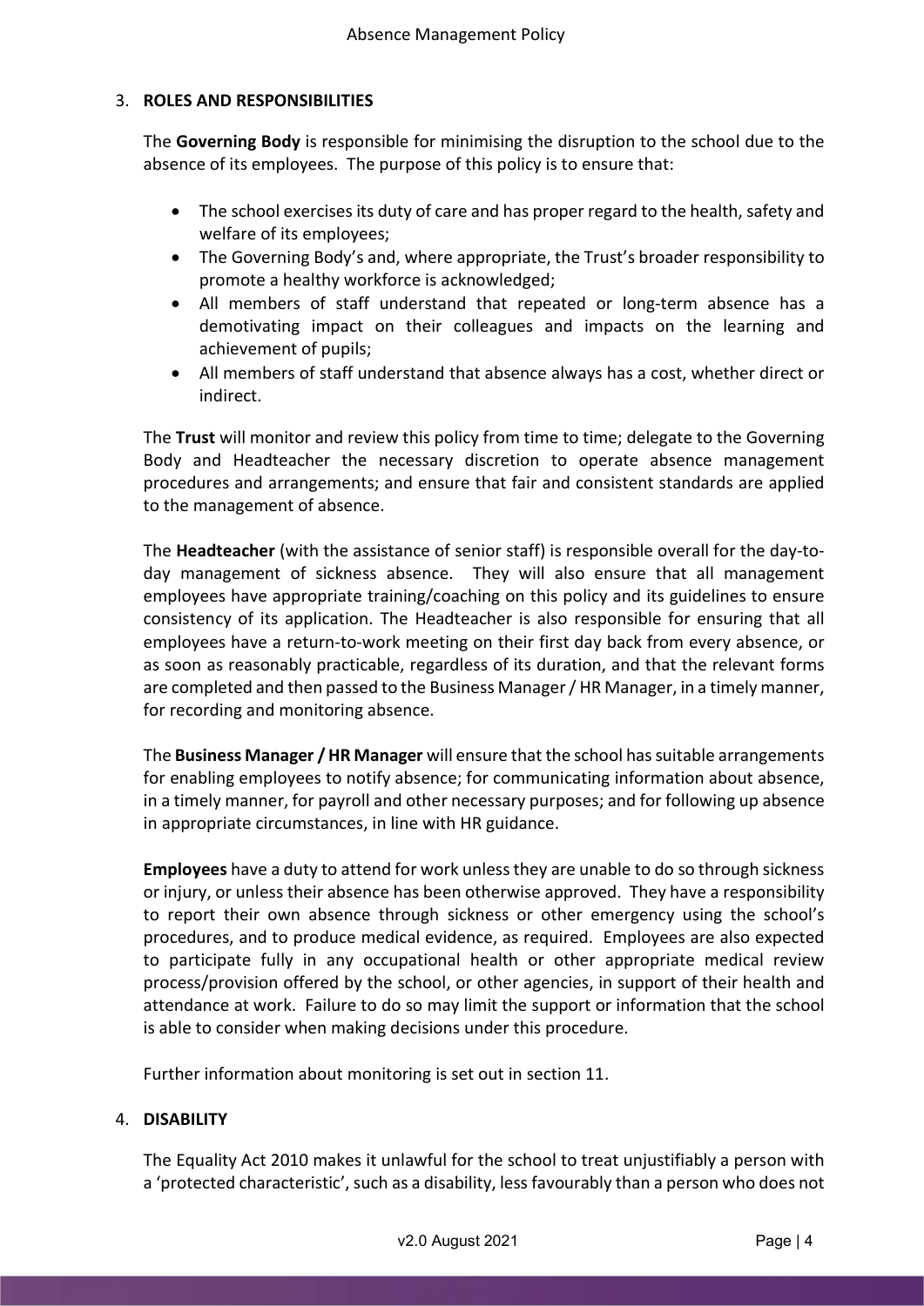## 3. ROLES AND RESPONSIBILITIES

The **Governing Body** is responsible for minimising the disruption to the school due to the absence of its employees. The purpose of this policy is to ensure that:

- The school exercises its duty of care and has proper regard to the health, safety and welfare of its employees;
- The Governing Body's and, where appropriate, the Trust's broader responsibility to promote a healthy workforce is acknowledged;
- All members of staff understand that repeated or long-term absence has a demotivating impact on their colleagues and impacts on the learning and achievement of pupils;
- All members of staff understand that absence always has a cost, whether direct or indirect.

The **Trust** will monitor and review this policy from time to time; delegate to the Governing Body and Headteacher the necessary discretion to operate absence management procedures and arrangements; and ensure that fair and consistent standards are applied to the management of absence.

The **Headteacher** (with the assistance of senior staff) is responsible overall for the day-to-day management of sickness absence. They will also ensure that all management employees have appropriate training/coaching on this policy and its guidelines to ensure consistency of its application. The Headteacher is also responsible for ensuring that all employees have a return-to-work meeting on their first day back from every absence, or as soon as reasonably practicable, regardless of its duration, and that the relevant forms are completed and then passed to the Business Manager / HR Manager, in a timely manner, for recording and monitoring absence.

The **Business Manager / HR Manager** will ensure that the school has suitable arrangements for enabling employees to notify absence; for communicating information about absence, in a timely manner, for payroll and other necessary purposes; and for following up absence in appropriate circumstances, in line with HR guidance.

**Employees** have a duty to attend for work unless they are unable to do so through sickness or injury, or unless their absence has been otherwise approved. They have a responsibility to report their own absence through sickness or other emergency using the school's procedures, and to produce medical evidence, as required. Employees are also expected to participate fully in any occupational health or other appropriate medical review process/provision offered by the school, or other agencies, in support of their health and attendance at work. Failure to do so may limit the support or information that the school is able to consider when making decisions under this procedure.

Further information about monitoring is set out in section 11.

## 4. DISABILITY

The Equality Act 2010 makes it unlawful for the school to treat unjustifiably a person with a 'protected characteristic', such as a disability, less favourably than a person who does not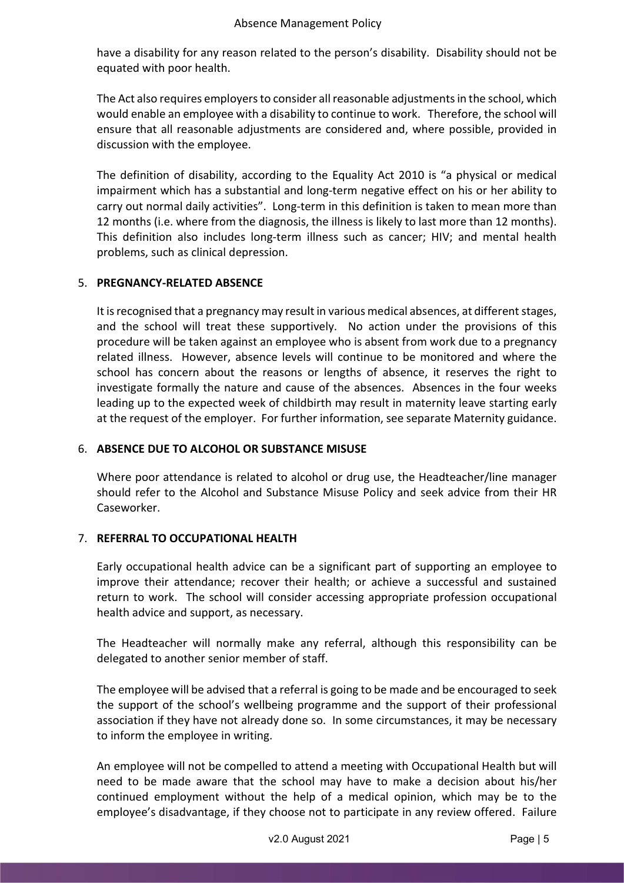have a disability for any reason related to the person's disability. Disability should not be equated with poor health.

The Act also requires employers to consider all reasonable adjustments in the school, which would enable an employee with a disability to continue to work. Therefore, the school will ensure that all reasonable adjustments are considered and, where possible, provided in discussion with the employee.

The definition of disability, according to the Equality Act 2010 is "a physical or medical impairment which has a substantial and long-term negative effect on his or her ability to carry out normal daily activities". Long-term in this definition is taken to mean more than 12 months (i.e. where from the diagnosis, the illness is likely to last more than 12 months). This definition also includes long-term illness such as cancer; HIV; and mental health problems, such as clinical depression.

## 5. PREGNANCY-RELATED ABSENCE

It is recognised that a pregnancy may result in various medical absences, at different stages, and the school will treat these supportively. No action under the provisions of this procedure will be taken against an employee who is absent from work due to a pregnancy related illness. However, absence levels will continue to be monitored and where the school has concern about the reasons or lengths of absence, it reserves the right to investigate formally the nature and cause of the absences. Absences in the four weeks leading up to the expected week of childbirth may result in maternity leave starting early at the request of the employer. For further information, see separate Maternity guidance.

## 6. ABSENCE DUE TO ALCOHOL OR SUBSTANCE MISUSE

Where poor attendance is related to alcohol or drug use, the Headteacher/line manager should refer to the Alcohol and Substance Misuse Policy and seek advice from their HR Caseworker.

## 7. REFERRAL TO OCCUPATIONAL HEALTH

Early occupational health advice can be a significant part of supporting an employee to improve their attendance; recover their health; or achieve a successful and sustained return to work. The school will consider accessing appropriate profession occupational health advice and support, as necessary.

The Headteacher will normally make any referral, although this responsibility can be delegated to another senior member of staff.

The employee will be advised that a referral is going to be made and be encouraged to seek the support of the school's wellbeing programme and the support of their professional association if they have not already done so. In some circumstances, it may be necessary to inform the employee in writing.

An employee will not be compelled to attend a meeting with Occupational Health but will need to be made aware that the school may have to make a decision about his/her continued employment without the help of a medical opinion, which may be to the employee's disadvantage, if they choose not to participate in any review offered. Failure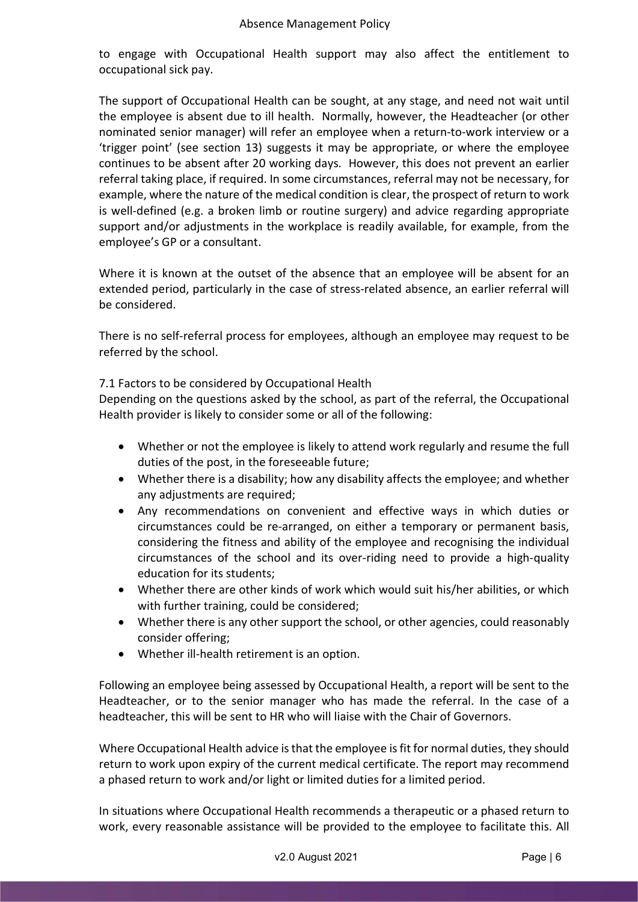to engage with Occupational Health support may also affect the entitlement to occupational sick pay.

The support of Occupational Health can be sought, at any stage, and need not wait until the employee is absent due to ill health. Normally, however, the Headteacher (or other nominated senior manager) will refer an employee when a return-to-work interview or a 'trigger point' (see section 13) suggests it may be appropriate, or where the employee continues to be absent after 20 working days. However, this does not prevent an earlier referral taking place, if required. In some circumstances, referral may not be necessary, for example, where the nature of the medical condition is clear, the prospect of return to work is well-defined (e.g. a broken limb or routine surgery) and advice regarding appropriate support and/or adjustments in the workplace is readily available, for example, from the employee's GP or a consultant.

Where it is known at the outset of the absence that an employee will be absent for an extended period, particularly in the case of stress-related absence, an earlier referral will be considered.

There is no self-referral process for employees, although an employee may request to be referred by the school.

### 7.1 Factors to be considered by Occupational Health

Depending on the questions asked by the school, as part of the referral, the Occupational Health provider is likely to consider some or all of the following:

- Whether or not the employee is likely to attend work regularly and resume the full duties of the post, in the foreseeable future;
- Whether there is a disability; how any disability affects the employee; and whether any adjustments are required;
- Any recommendations on convenient and effective ways in which duties or circumstances could be re-arranged, on either a temporary or permanent basis, considering the fitness and ability of the employee and recognising the individual circumstances of the school and its over-riding need to provide a high-quality education for its students;
- Whether there are other kinds of work which would suit his/her abilities, or which with further training, could be considered;
- Whether there is any other support the school, or other agencies, could reasonably consider offering;
- Whether ill-health retirement is an option.

Following an employee being assessed by Occupational Health, a report will be sent to the Headteacher, or to the senior manager who has made the referral. In the case of a headteacher, this will be sent to HR who will liaise with the Chair of Governors.

Where Occupational Health advice is that the employee is fit for normal duties, they should return to work upon expiry of the current medical certificate. The report may recommend a phased return to work and/or light or limited duties for a limited period.

In situations where Occupational Health recommends a therapeutic or a phased return to work, every reasonable assistance will be provided to the employee to facilitate this. All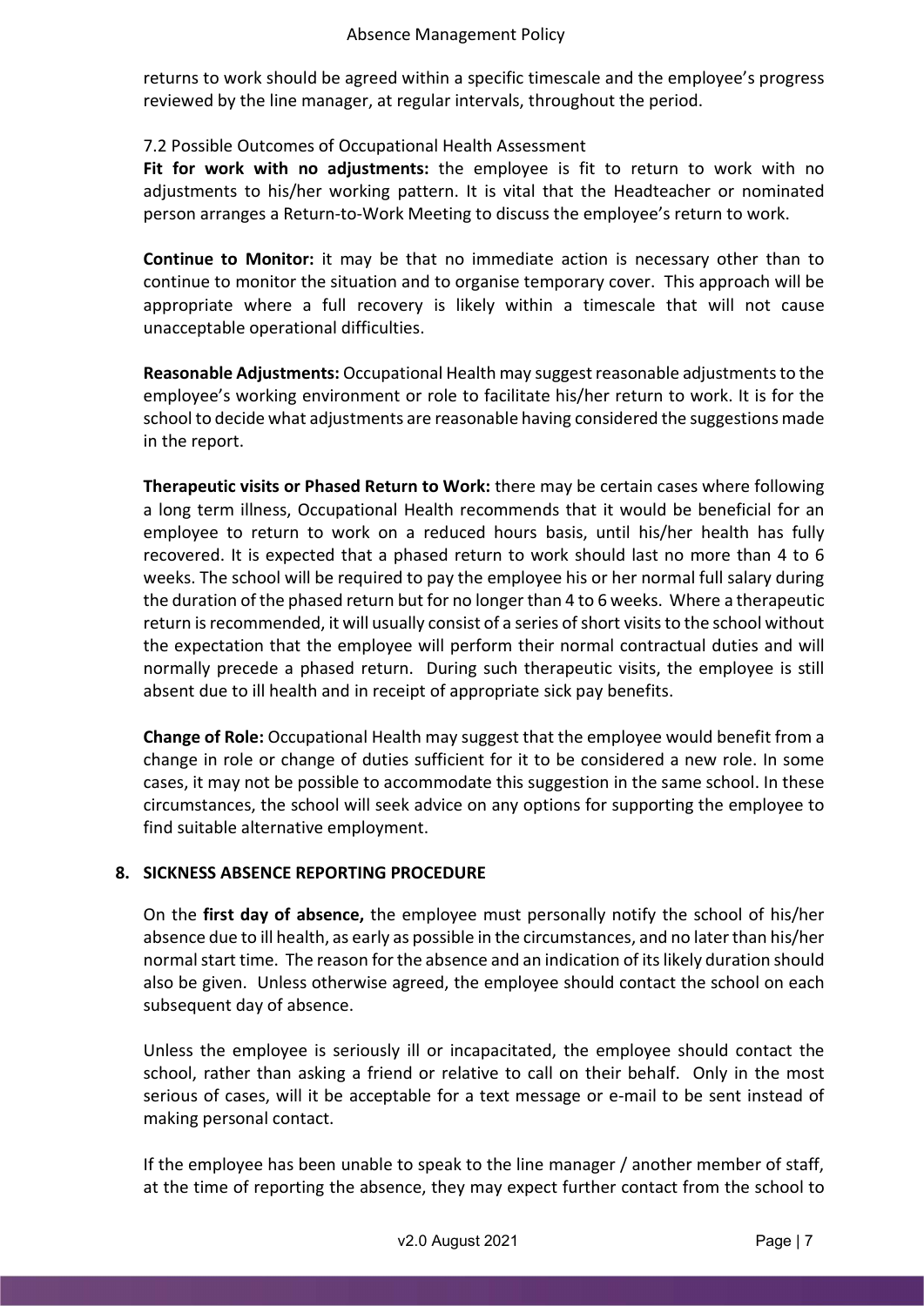returns to work should be agreed within a specific timescale and the employee's progress reviewed by the line manager, at regular intervals, throughout the period.

### 7.2 Possible Outcomes of Occupational Health Assessment

**Fit for work with no adjustments:** the employee is fit to return to work with no adjustments to his/her working pattern. It is vital that the Headteacher or nominated person arranges a Return-to-Work Meeting to discuss the employee's return to work.

**Continue to Monitor:** it may be that no immediate action is necessary other than to continue to monitor the situation and to organise temporary cover. This approach will be appropriate where a full recovery is likely within a timescale that will not cause unacceptable operational difficulties.

**Reasonable Adjustments:** Occupational Health may suggest reasonable adjustments to the employee's working environment or role to facilitate his/her return to work. It is for the school to decide what adjustments are reasonable having considered the suggestions made in the report.

**Therapeutic visits or Phased Return to Work:** there may be certain cases where following a long term illness, Occupational Health recommends that it would be beneficial for an employee to return to work on a reduced hours basis, until his/her health has fully recovered. It is expected that a phased return to work should last no more than 4 to 6 weeks. The school will be required to pay the employee his or her normal full salary during the duration of the phased return but for no longer than 4 to 6 weeks. Where a therapeutic return is recommended, it will usually consist of a series of short visits to the school without the expectation that the employee will perform their normal contractual duties and will normally precede a phased return. During such therapeutic visits, the employee is still absent due to ill health and in receipt of appropriate sick pay benefits.

**Change of Role:** Occupational Health may suggest that the employee would benefit from a change in role or change of duties sufficient for it to be considered a new role. In some cases, it may not be possible to accommodate this suggestion in the same school. In these circumstances, the school will seek advice on any options for supporting the employee to find suitable alternative employment.

## 8. SICKNESS ABSENCE REPORTING PROCEDURE

On the **first day of absence,** the employee must personally notify the school of his/her absence due to ill health, as early as possible in the circumstances, and no later than his/her normal start time. The reason for the absence and an indication of its likely duration should also be given. Unless otherwise agreed, the employee should contact the school on each subsequent day of absence.

Unless the employee is seriously ill or incapacitated, the employee should contact the school, rather than asking a friend or relative to call on their behalf. Only in the most serious of cases, will it be acceptable for a text message or e-mail to be sent instead of making personal contact.

If the employee has been unable to speak to the line manager / another member of staff, at the time of reporting the absence, they may expect further contact from the school to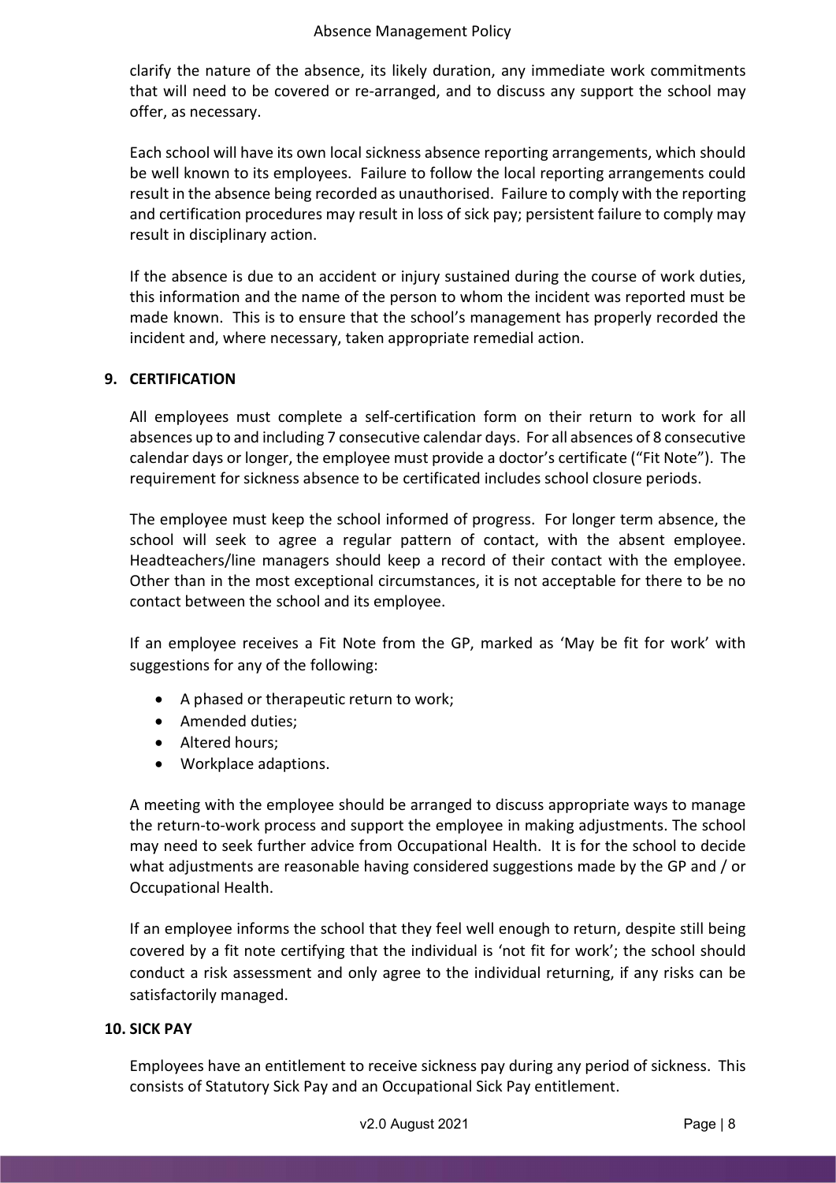clarify the nature of the absence, its likely duration, any immediate work commitments that will need to be covered or re-arranged, and to discuss any support the school may offer, as necessary.

Each school will have its own local sickness absence reporting arrangements, which should be well known to its employees. Failure to follow the local reporting arrangements could result in the absence being recorded as unauthorised. Failure to comply with the reporting and certification procedures may result in loss of sick pay; persistent failure to comply may result in disciplinary action.

If the absence is due to an accident or injury sustained during the course of work duties, this information and the name of the person to whom the incident was reported must be made known. This is to ensure that the school's management has properly recorded the incident and, where necessary, taken appropriate remedial action.

## 9. CERTIFICATION

All employees must complete a self-certification form on their return to work for all absences up to and including 7 consecutive calendar days. For all absences of 8 consecutive calendar days or longer, the employee must provide a doctor's certificate ("Fit Note"). The requirement for sickness absence to be certificated includes school closure periods.

The employee must keep the school informed of progress. For longer term absence, the school will seek to agree a regular pattern of contact, with the absent employee. Headteachers/line managers should keep a record of their contact with the employee. Other than in the most exceptional circumstances, it is not acceptable for there to be no contact between the school and its employee.

If an employee receives a Fit Note from the GP, marked as 'May be fit for work' with suggestions for any of the following:

- A phased or therapeutic return to work;
- Amended duties;
- Altered hours;
- Workplace adaptions.

A meeting with the employee should be arranged to discuss appropriate ways to manage the return-to-work process and support the employee in making adjustments. The school may need to seek further advice from Occupational Health. It is for the school to decide what adjustments are reasonable having considered suggestions made by the GP and / or Occupational Health.

If an employee informs the school that they feel well enough to return, despite still being covered by a fit note certifying that the individual is 'not fit for work'; the school should conduct a risk assessment and only agree to the individual returning, if any risks can be satisfactorily managed.

## 10. SICK PAY

Employees have an entitlement to receive sickness pay during any period of sickness. This consists of Statutory Sick Pay and an Occupational Sick Pay entitlement.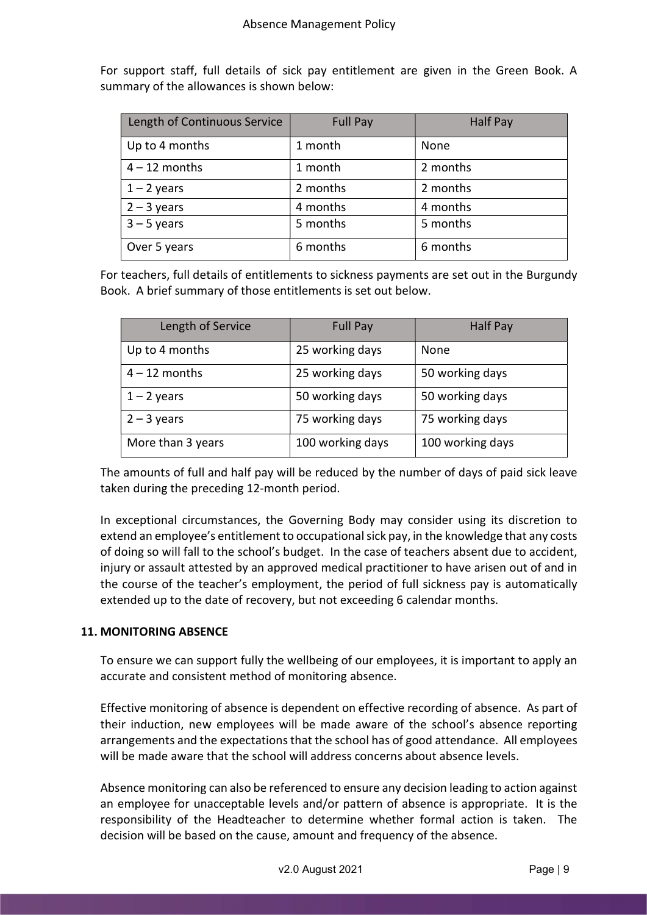For support staff, full details of sick pay entitlement are given in the Green Book. A summary of the allowances is shown below:

| Length of Continuous Service | Full Pay | Half Pay |
| --- | --- | --- |
| Up to 4 months | 1 month | None |
| 4 – 12 months | 1 month | 2 months |
| 1 – 2 years | 2 months | 2 months |
| 2 – 3 years | 4 months | 4 months |
| 3 – 5 years | 5 months | 5 months |
| Over 5 years | 6 months | 6 months |

For teachers, full details of entitlements to sickness payments are set out in the Burgundy Book. A brief summary of those entitlements is set out below.

| Length of Service | Full Pay | Half Pay |
| --- | --- | --- |
| Up to 4 months | 25 working days | None |
| 4 – 12 months | 25 working days | 50 working days |
| 1 – 2 years | 50 working days | 50 working days |
| 2 – 3 years | 75 working days | 75 working days |
| More than 3 years | 100 working days | 100 working days |

The amounts of full and half pay will be reduced by the number of days of paid sick leave taken during the preceding 12-month period.

In exceptional circumstances, the Governing Body may consider using its discretion to extend an employee's entitlement to occupational sick pay, in the knowledge that any costs of doing so will fall to the school's budget. In the case of teachers absent due to accident, injury or assault attested by an approved medical practitioner to have arisen out of and in the course of the teacher's employment, the period of full sickness pay is automatically extended up to the date of recovery, but not exceeding 6 calendar months.

## 11. MONITORING ABSENCE

To ensure we can support fully the wellbeing of our employees, it is important to apply an accurate and consistent method of monitoring absence.

Effective monitoring of absence is dependent on effective recording of absence. As part of their induction, new employees will be made aware of the school's absence reporting arrangements and the expectations that the school has of good attendance. All employees will be made aware that the school will address concerns about absence levels.

Absence monitoring can also be referenced to ensure any decision leading to action against an employee for unacceptable levels and/or pattern of absence is appropriate. It is the responsibility of the Headteacher to determine whether formal action is taken. The decision will be based on the cause, amount and frequency of the absence.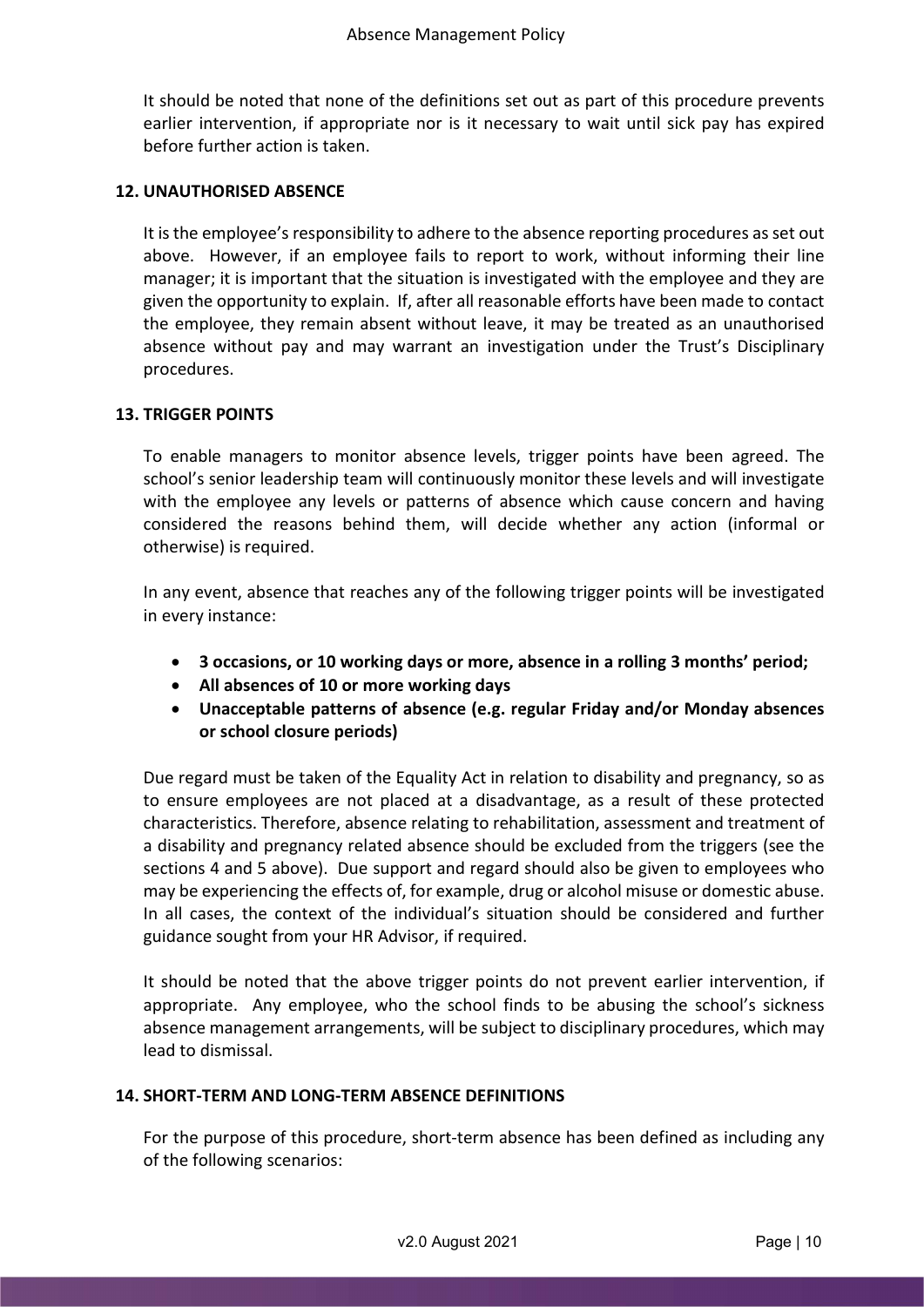It should be noted that none of the definitions set out as part of this procedure prevents earlier intervention, if appropriate nor is it necessary to wait until sick pay has expired before further action is taken.

## 12. UNAUTHORISED ABSENCE

It is the employee's responsibility to adhere to the absence reporting procedures as set out above. However, if an employee fails to report to work, without informing their line manager; it is important that the situation is investigated with the employee and they are given the opportunity to explain. If, after all reasonable efforts have been made to contact the employee, they remain absent without leave, it may be treated as an unauthorised absence without pay and may warrant an investigation under the Trust's Disciplinary procedures.

## 13. TRIGGER POINTS

To enable managers to monitor absence levels, trigger points have been agreed. The school's senior leadership team will continuously monitor these levels and will investigate with the employee any levels or patterns of absence which cause concern and having considered the reasons behind them, will decide whether any action (informal or otherwise) is required.

In any event, absence that reaches any of the following trigger points will be investigated in every instance:

- **3 occasions, or 10 working days or more, absence in a rolling 3 months' period;**
- **All absences of 10 or more working days**
- **Unacceptable patterns of absence (e.g. regular Friday and/or Monday absences or school closure periods)**

Due regard must be taken of the Equality Act in relation to disability and pregnancy, so as to ensure employees are not placed at a disadvantage, as a result of these protected characteristics. Therefore, absence relating to rehabilitation, assessment and treatment of a disability and pregnancy related absence should be excluded from the triggers (see the sections 4 and 5 above). Due support and regard should also be given to employees who may be experiencing the effects of, for example, drug or alcohol misuse or domestic abuse. In all cases, the context of the individual's situation should be considered and further guidance sought from your HR Advisor, if required.

It should be noted that the above trigger points do not prevent earlier intervention, if appropriate. Any employee, who the school finds to be abusing the school's sickness absence management arrangements, will be subject to disciplinary procedures, which may lead to dismissal.

## 14. SHORT-TERM AND LONG-TERM ABSENCE DEFINITIONS

For the purpose of this procedure, short-term absence has been defined as including any of the following scenarios: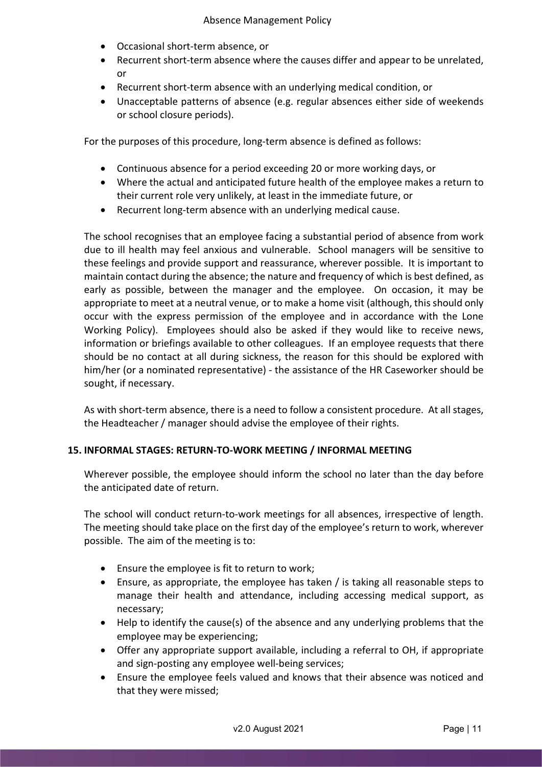- Occasional short-term absence, or
- Recurrent short-term absence where the causes differ and appear to be unrelated, or
- Recurrent short-term absence with an underlying medical condition, or
- Unacceptable patterns of absence (e.g. regular absences either side of weekends or school closure periods).

For the purposes of this procedure, long-term absence is defined as follows:

- Continuous absence for a period exceeding 20 or more working days, or
- Where the actual and anticipated future health of the employee makes a return to their current role very unlikely, at least in the immediate future, or
- Recurrent long-term absence with an underlying medical cause.

The school recognises that an employee facing a substantial period of absence from work due to ill health may feel anxious and vulnerable. School managers will be sensitive to these feelings and provide support and reassurance, wherever possible. It is important to maintain contact during the absence; the nature and frequency of which is best defined, as early as possible, between the manager and the employee. On occasion, it may be appropriate to meet at a neutral venue, or to make a home visit (although, this should only occur with the express permission of the employee and in accordance with the Lone Working Policy). Employees should also be asked if they would like to receive news, information or briefings available to other colleagues. If an employee requests that there should be no contact at all during sickness, the reason for this should be explored with him/her (or a nominated representative) - the assistance of the HR Caseworker should be sought, if necessary.

As with short-term absence, there is a need to follow a consistent procedure. At all stages, the Headteacher / manager should advise the employee of their rights.

## 15. INFORMAL STAGES: RETURN-TO-WORK MEETING / INFORMAL MEETING

Wherever possible, the employee should inform the school no later than the day before the anticipated date of return.

The school will conduct return-to-work meetings for all absences, irrespective of length. The meeting should take place on the first day of the employee's return to work, wherever possible. The aim of the meeting is to:

- Ensure the employee is fit to return to work;
- Ensure, as appropriate, the employee has taken / is taking all reasonable steps to manage their health and attendance, including accessing medical support, as necessary;
- Help to identify the cause(s) of the absence and any underlying problems that the employee may be experiencing;
- Offer any appropriate support available, including a referral to OH, if appropriate and sign-posting any employee well-being services;
- Ensure the employee feels valued and knows that their absence was noticed and that they were missed;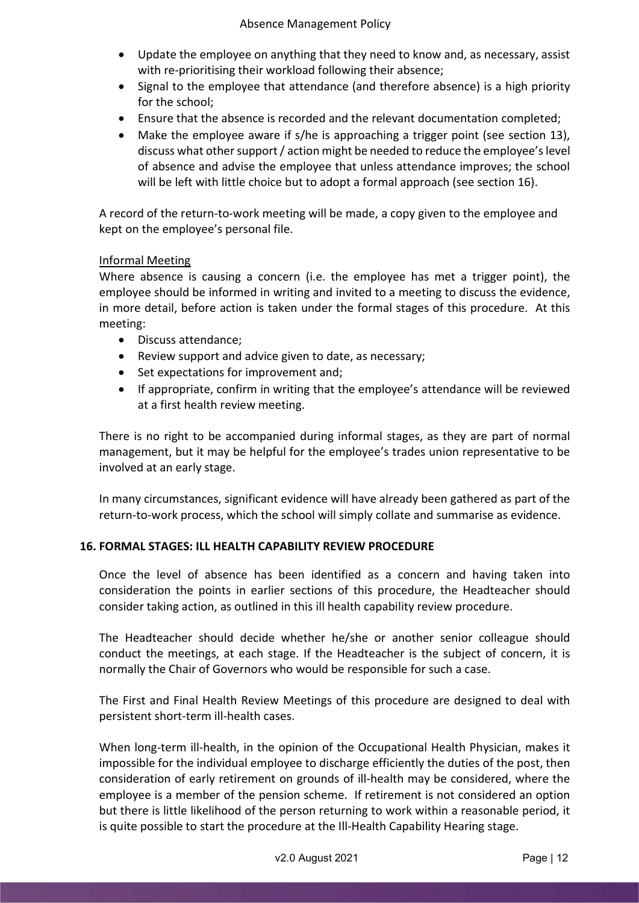- Update the employee on anything that they need to know and, as necessary, assist with re-prioritising their workload following their absence;
- Signal to the employee that attendance (and therefore absence) is a high priority for the school;
- Ensure that the absence is recorded and the relevant documentation completed;
- Make the employee aware if s/he is approaching a trigger point (see section 13), discuss what other support / action might be needed to reduce the employee's level of absence and advise the employee that unless attendance improves; the school will be left with little choice but to adopt a formal approach (see section 16).

A record of the return-to-work meeting will be made, a copy given to the employee and kept on the employee's personal file.

Informal Meeting

Where absence is causing a concern (i.e. the employee has met a trigger point), the employee should be informed in writing and invited to a meeting to discuss the evidence, in more detail, before action is taken under the formal stages of this procedure. At this meeting:

- Discuss attendance;
- Review support and advice given to date, as necessary;
- Set expectations for improvement and;
- If appropriate, confirm in writing that the employee's attendance will be reviewed at a first health review meeting.

There is no right to be accompanied during informal stages, as they are part of normal management, but it may be helpful for the employee's trades union representative to be involved at an early stage.

In many circumstances, significant evidence will have already been gathered as part of the return-to-work process, which the school will simply collate and summarise as evidence.

## 16. FORMAL STAGES: ILL HEALTH CAPABILITY REVIEW PROCEDURE

Once the level of absence has been identified as a concern and having taken into consideration the points in earlier sections of this procedure, the Headteacher should consider taking action, as outlined in this ill health capability review procedure.

The Headteacher should decide whether he/she or another senior colleague should conduct the meetings, at each stage. If the Headteacher is the subject of concern, it is normally the Chair of Governors who would be responsible for such a case.

The First and Final Health Review Meetings of this procedure are designed to deal with persistent short-term ill-health cases.

When long-term ill-health, in the opinion of the Occupational Health Physician, makes it impossible for the individual employee to discharge efficiently the duties of the post, then consideration of early retirement on grounds of ill-health may be considered, where the employee is a member of the pension scheme. If retirement is not considered an option but there is little likelihood of the person returning to work within a reasonable period, it is quite possible to start the procedure at the Ill-Health Capability Hearing stage.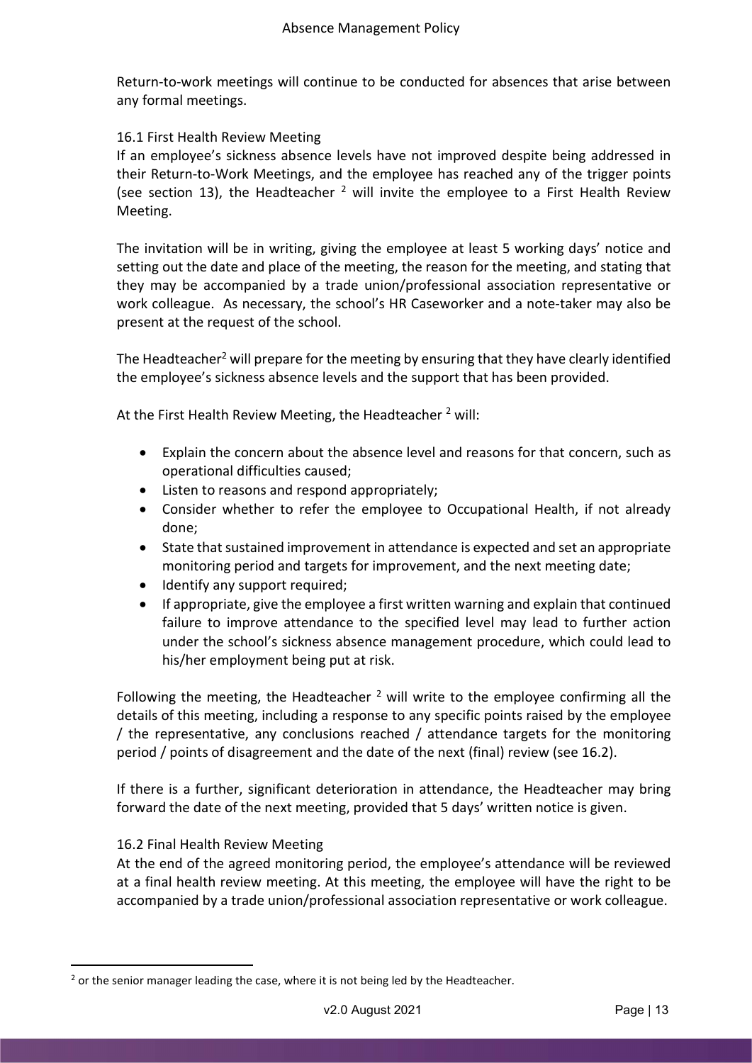Return-to-work meetings will continue to be conducted for absences that arise between any formal meetings.

### 16.1 First Health Review Meeting

If an employee's sickness absence levels have not improved despite being addressed in their Return-to-Work Meetings, and the employee has reached any of the trigger points (see section 13), the Headteacher [2] will invite the employee to a First Health Review Meeting.

The invitation will be in writing, giving the employee at least 5 working days' notice and setting out the date and place of the meeting, the reason for the meeting, and stating that they may be accompanied by a trade union/professional association representative or work colleague. As necessary, the school's HR Caseworker and a note-taker may also be present at the request of the school.

The Headteacher[2] will prepare for the meeting by ensuring that they have clearly identified the employee's sickness absence levels and the support that has been provided.

At the First Health Review Meeting, the Headteacher [2] will:

- Explain the concern about the absence level and reasons for that concern, such as operational difficulties caused;
- Listen to reasons and respond appropriately;
- Consider whether to refer the employee to Occupational Health, if not already done;
- State that sustained improvement in attendance is expected and set an appropriate monitoring period and targets for improvement, and the next meeting date;
- Identify any support required;
- If appropriate, give the employee a first written warning and explain that continued failure to improve attendance to the specified level may lead to further action under the school's sickness absence management procedure, which could lead to his/her employment being put at risk.

Following the meeting, the Headteacher [2] will write to the employee confirming all the details of this meeting, including a response to any specific points raised by the employee / the representative, any conclusions reached / attendance targets for the monitoring period / points of disagreement and the date of the next (final) review (see 16.2).

If there is a further, significant deterioration in attendance, the Headteacher may bring forward the date of the next meeting, provided that 5 days' written notice is given.

### 16.2 Final Health Review Meeting

At the end of the agreed monitoring period, the employee's attendance will be reviewed at a final health review meeting. At this meeting, the employee will have the right to be accompanied by a trade union/professional association representative or work colleague.

---

[2] or the senior manager leading the case, where it is not being led by the Headteacher.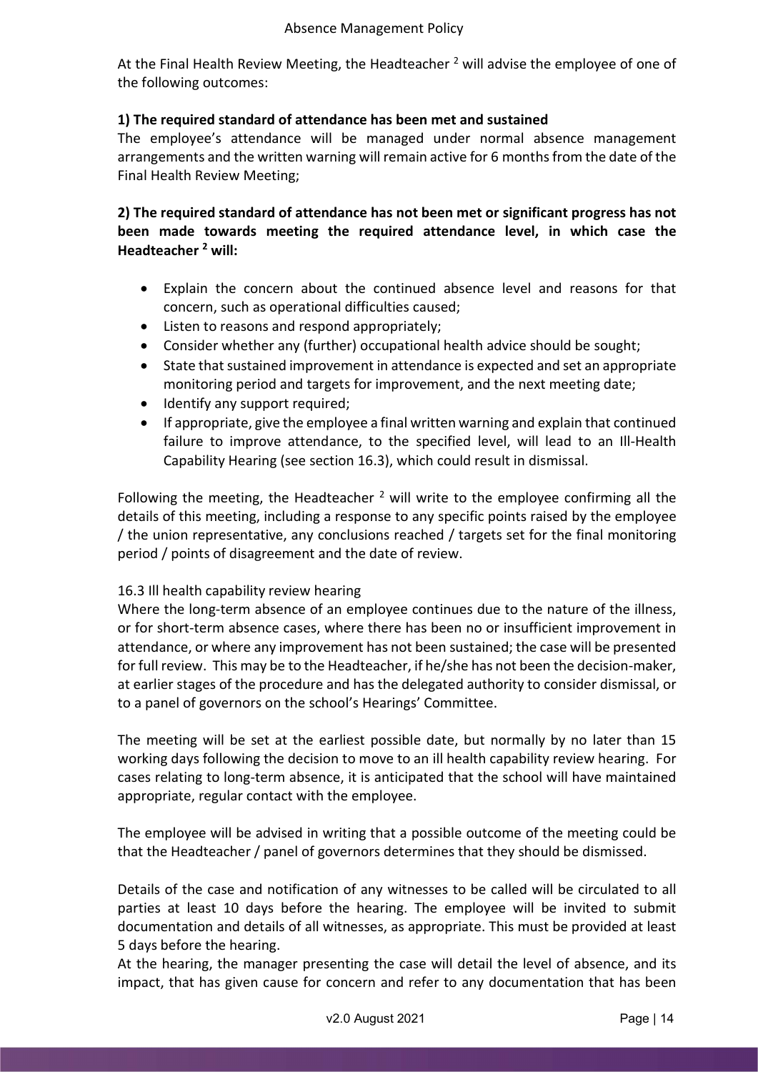At the Final Health Review Meeting, the Headteacher [2] will advise the employee of one of the following outcomes:

**1) The required standard of attendance has been met and sustained**

The employee's attendance will be managed under normal absence management arrangements and the written warning will remain active for 6 months from the date of the Final Health Review Meeting;

**2) The required standard of attendance has not been met or significant progress has not been made towards meeting the required attendance level, in which case the Headteacher [2] will:**

- Explain the concern about the continued absence level and reasons for that concern, such as operational difficulties caused;
- Listen to reasons and respond appropriately;
- Consider whether any (further) occupational health advice should be sought;
- State that sustained improvement in attendance is expected and set an appropriate monitoring period and targets for improvement, and the next meeting date;
- Identify any support required;
- If appropriate, give the employee a final written warning and explain that continued failure to improve attendance, to the specified level, will lead to an Ill-Health Capability Hearing (see section 16.3), which could result in dismissal.

Following the meeting, the Headteacher [2] will write to the employee confirming all the details of this meeting, including a response to any specific points raised by the employee / the union representative, any conclusions reached / targets set for the final monitoring period / points of disagreement and the date of review.

16.3 Ill health capability review hearing

Where the long-term absence of an employee continues due to the nature of the illness, or for short-term absence cases, where there has been no or insufficient improvement in attendance, or where any improvement has not been sustained; the case will be presented for full review. This may be to the Headteacher, if he/she has not been the decision-maker, at earlier stages of the procedure and has the delegated authority to consider dismissal, or to a panel of governors on the school's Hearings' Committee.

The meeting will be set at the earliest possible date, but normally by no later than 15 working days following the decision to move to an ill health capability review hearing. For cases relating to long-term absence, it is anticipated that the school will have maintained appropriate, regular contact with the employee.

The employee will be advised in writing that a possible outcome of the meeting could be that the Headteacher / panel of governors determines that they should be dismissed.

Details of the case and notification of any witnesses to be called will be circulated to all parties at least 10 days before the hearing. The employee will be invited to submit documentation and details of all witnesses, as appropriate. This must be provided at least 5 days before the hearing.

At the hearing, the manager presenting the case will detail the level of absence, and its impact, that has given cause for concern and refer to any documentation that has been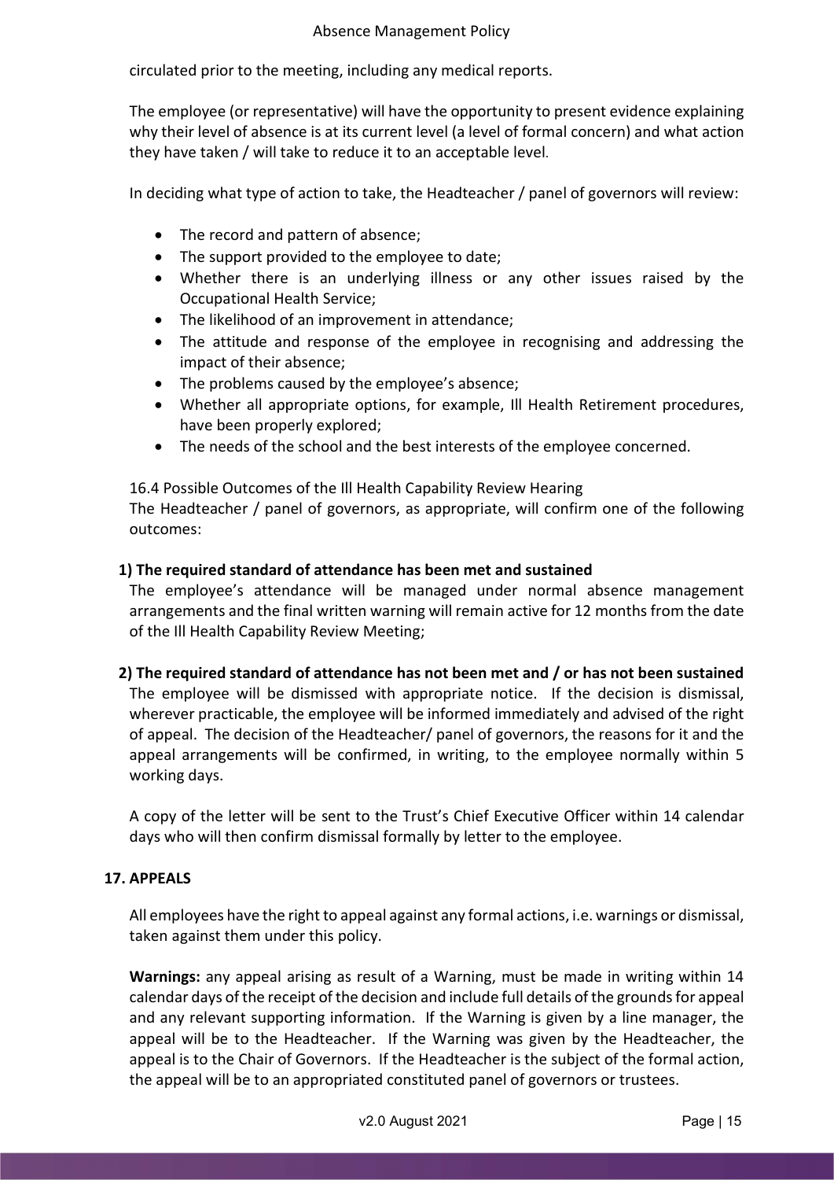circulated prior to the meeting, including any medical reports.

The employee (or representative) will have the opportunity to present evidence explaining why their level of absence is at its current level (a level of formal concern) and what action they have taken / will take to reduce it to an acceptable level.

In deciding what type of action to take, the Headteacher / panel of governors will review:

- The record and pattern of absence;
- The support provided to the employee to date;
- Whether there is an underlying illness or any other issues raised by the Occupational Health Service;
- The likelihood of an improvement in attendance;
- The attitude and response of the employee in recognising and addressing the impact of their absence;
- The problems caused by the employee's absence;
- Whether all appropriate options, for example, Ill Health Retirement procedures, have been properly explored;
- The needs of the school and the best interests of the employee concerned.

16.4 Possible Outcomes of the Ill Health Capability Review Hearing

The Headteacher / panel of governors, as appropriate, will confirm one of the following outcomes:

**1) The required standard of attendance has been met and sustained**

The employee's attendance will be managed under normal absence management arrangements and the final written warning will remain active for 12 months from the date of the Ill Health Capability Review Meeting;

**2) The required standard of attendance has not been met and / or has not been sustained**

The employee will be dismissed with appropriate notice. If the decision is dismissal, wherever practicable, the employee will be informed immediately and advised of the right of appeal. The decision of the Headteacher/ panel of governors, the reasons for it and the appeal arrangements will be confirmed, in writing, to the employee normally within 5 working days.

A copy of the letter will be sent to the Trust's Chief Executive Officer within 14 calendar days who will then confirm dismissal formally by letter to the employee.

## 17. APPEALS

All employees have the right to appeal against any formal actions, i.e. warnings or dismissal, taken against them under this policy.

**Warnings:** any appeal arising as result of a Warning, must be made in writing within 14 calendar days of the receipt of the decision and include full details of the grounds for appeal and any relevant supporting information. If the Warning is given by a line manager, the appeal will be to the Headteacher. If the Warning was given by the Headteacher, the appeal is to the Chair of Governors. If the Headteacher is the subject of the formal action, the appeal will be to an appropriated constituted panel of governors or trustees.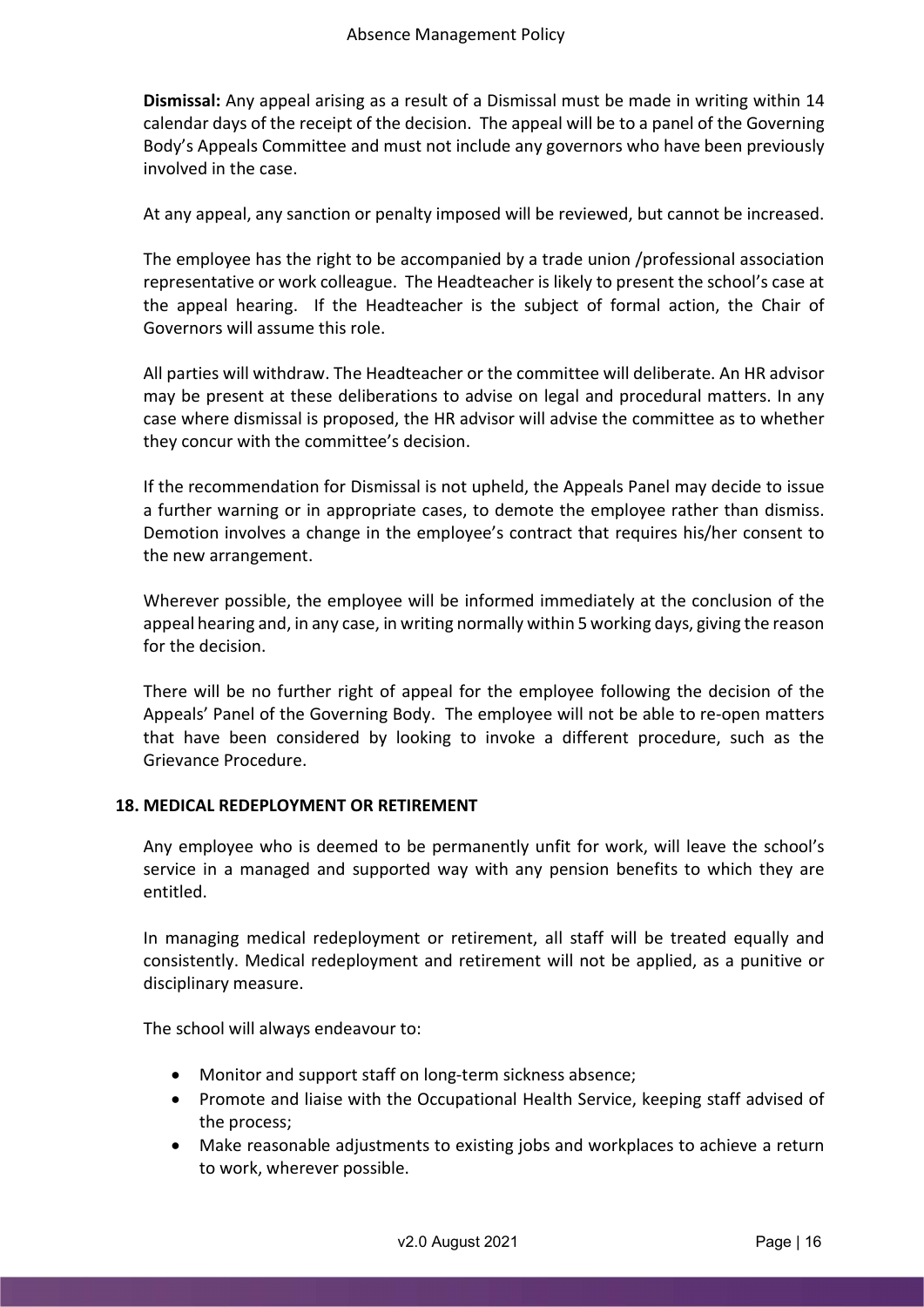**Dismissal:** Any appeal arising as a result of a Dismissal must be made in writing within 14 calendar days of the receipt of the decision. The appeal will be to a panel of the Governing Body's Appeals Committee and must not include any governors who have been previously involved in the case.

At any appeal, any sanction or penalty imposed will be reviewed, but cannot be increased.

The employee has the right to be accompanied by a trade union /professional association representative or work colleague. The Headteacher is likely to present the school's case at the appeal hearing. If the Headteacher is the subject of formal action, the Chair of Governors will assume this role.

All parties will withdraw. The Headteacher or the committee will deliberate. An HR advisor may be present at these deliberations to advise on legal and procedural matters. In any case where dismissal is proposed, the HR advisor will advise the committee as to whether they concur with the committee's decision.

If the recommendation for Dismissal is not upheld, the Appeals Panel may decide to issue a further warning or in appropriate cases, to demote the employee rather than dismiss. Demotion involves a change in the employee's contract that requires his/her consent to the new arrangement.

Wherever possible, the employee will be informed immediately at the conclusion of the appeal hearing and, in any case, in writing normally within 5 working days, giving the reason for the decision.

There will be no further right of appeal for the employee following the decision of the Appeals' Panel of the Governing Body. The employee will not be able to re-open matters that have been considered by looking to invoke a different procedure, such as the Grievance Procedure.

## 18. MEDICAL REDEPLOYMENT OR RETIREMENT

Any employee who is deemed to be permanently unfit for work, will leave the school's service in a managed and supported way with any pension benefits to which they are entitled.

In managing medical redeployment or retirement, all staff will be treated equally and consistently. Medical redeployment and retirement will not be applied, as a punitive or disciplinary measure.

The school will always endeavour to:

- Monitor and support staff on long-term sickness absence;
- Promote and liaise with the Occupational Health Service, keeping staff advised of the process;
- Make reasonable adjustments to existing jobs and workplaces to achieve a return to work, wherever possible.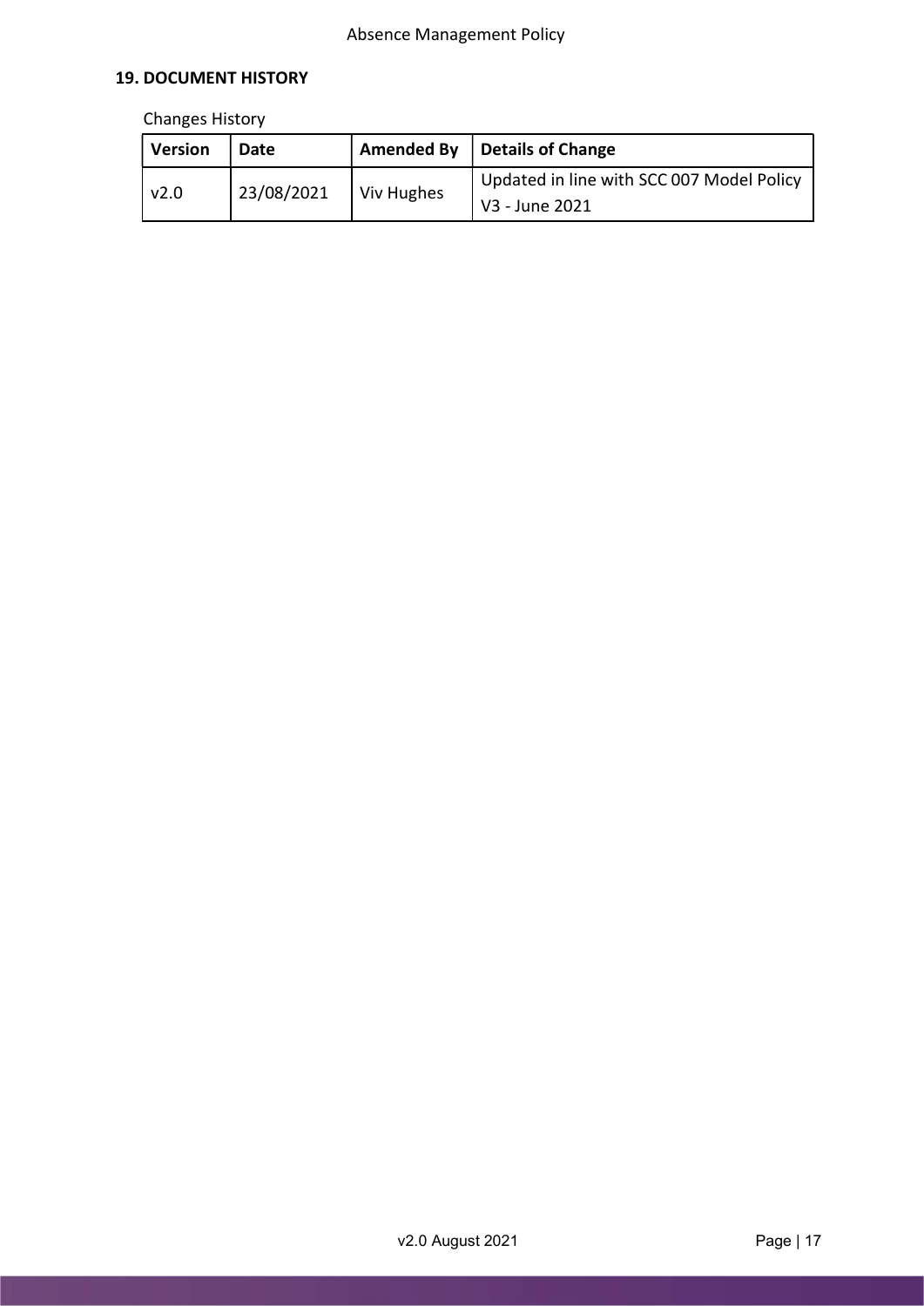## 19. DOCUMENT HISTORY

Changes History

| Version | Date | Amended By | Details of Change |
| --- | --- | --- | --- |
| v2.0 | 23/08/2021 | Viv Hughes | Updated in line with SCC 007 Model Policy V3 - June 2021 |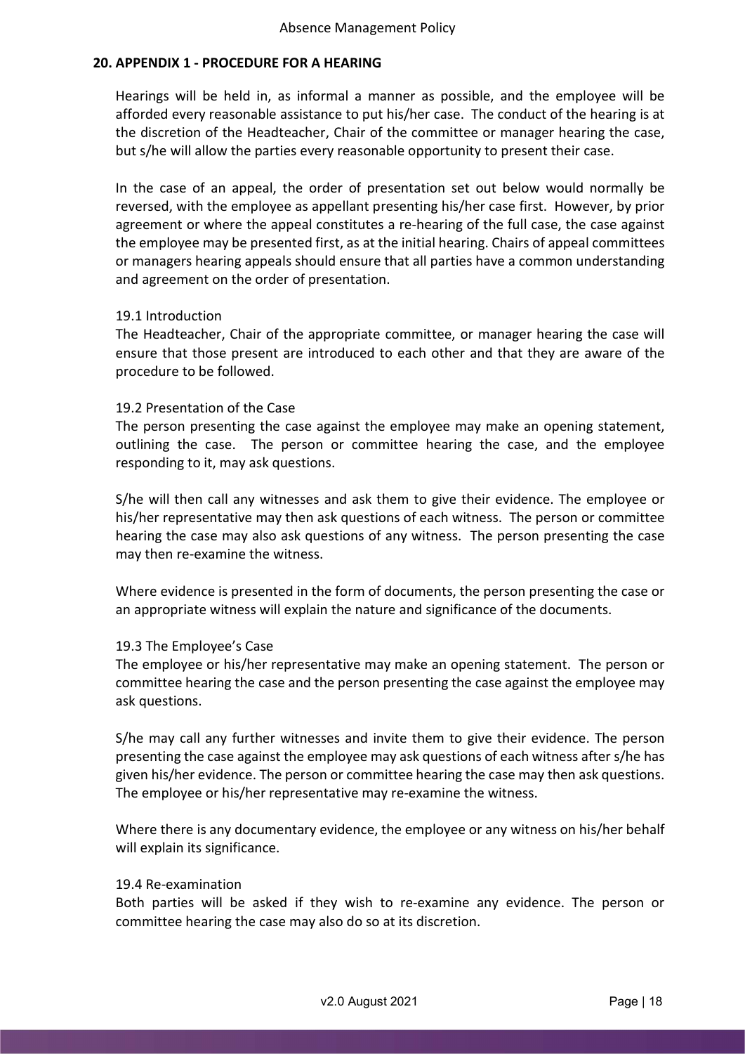## 20. APPENDIX 1 - PROCEDURE FOR A HEARING

Hearings will be held in, as informal a manner as possible, and the employee will be afforded every reasonable assistance to put his/her case. The conduct of the hearing is at the discretion of the Headteacher, Chair of the committee or manager hearing the case, but s/he will allow the parties every reasonable opportunity to present their case.

In the case of an appeal, the order of presentation set out below would normally be reversed, with the employee as appellant presenting his/her case first. However, by prior agreement or where the appeal constitutes a re-hearing of the full case, the case against the employee may be presented first, as at the initial hearing. Chairs of appeal committees or managers hearing appeals should ensure that all parties have a common understanding and agreement on the order of presentation.

### 19.1 Introduction

The Headteacher, Chair of the appropriate committee, or manager hearing the case will ensure that those present are introduced to each other and that they are aware of the procedure to be followed.

### 19.2 Presentation of the Case

The person presenting the case against the employee may make an opening statement, outlining the case. The person or committee hearing the case, and the employee responding to it, may ask questions.

S/he will then call any witnesses and ask them to give their evidence. The employee or his/her representative may then ask questions of each witness. The person or committee hearing the case may also ask questions of any witness. The person presenting the case may then re-examine the witness.

Where evidence is presented in the form of documents, the person presenting the case or an appropriate witness will explain the nature and significance of the documents.

### 19.3 The Employee's Case

The employee or his/her representative may make an opening statement. The person or committee hearing the case and the person presenting the case against the employee may ask questions.

S/he may call any further witnesses and invite them to give their evidence. The person presenting the case against the employee may ask questions of each witness after s/he has given his/her evidence. The person or committee hearing the case may then ask questions. The employee or his/her representative may re-examine the witness.

Where there is any documentary evidence, the employee or any witness on his/her behalf will explain its significance.

### 19.4 Re-examination

Both parties will be asked if they wish to re-examine any evidence. The person or committee hearing the case may also do so at its discretion.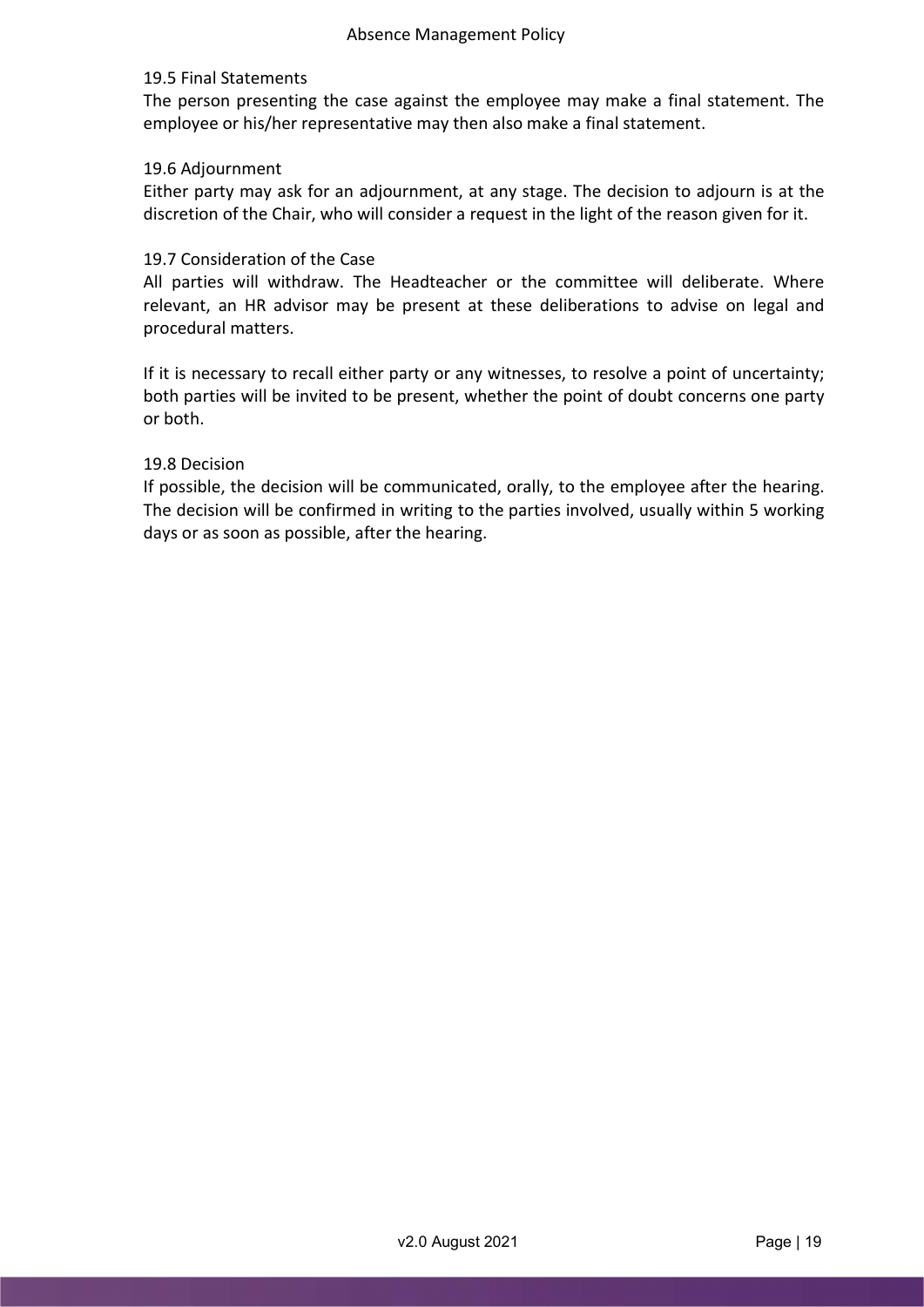### 19.5 Final Statements

The person presenting the case against the employee may make a final statement. The employee or his/her representative may then also make a final statement.

### 19.6 Adjournment

Either party may ask for an adjournment, at any stage. The decision to adjourn is at the discretion of the Chair, who will consider a request in the light of the reason given for it.

### 19.7 Consideration of the Case

All parties will withdraw. The Headteacher or the committee will deliberate. Where relevant, an HR advisor may be present at these deliberations to advise on legal and procedural matters.

If it is necessary to recall either party or any witnesses, to resolve a point of uncertainty; both parties will be invited to be present, whether the point of doubt concerns one party or both.

### 19.8 Decision

If possible, the decision will be communicated, orally, to the employee after the hearing. The decision will be confirmed in writing to the parties involved, usually within 5 working days or as soon as possible, after the hearing.